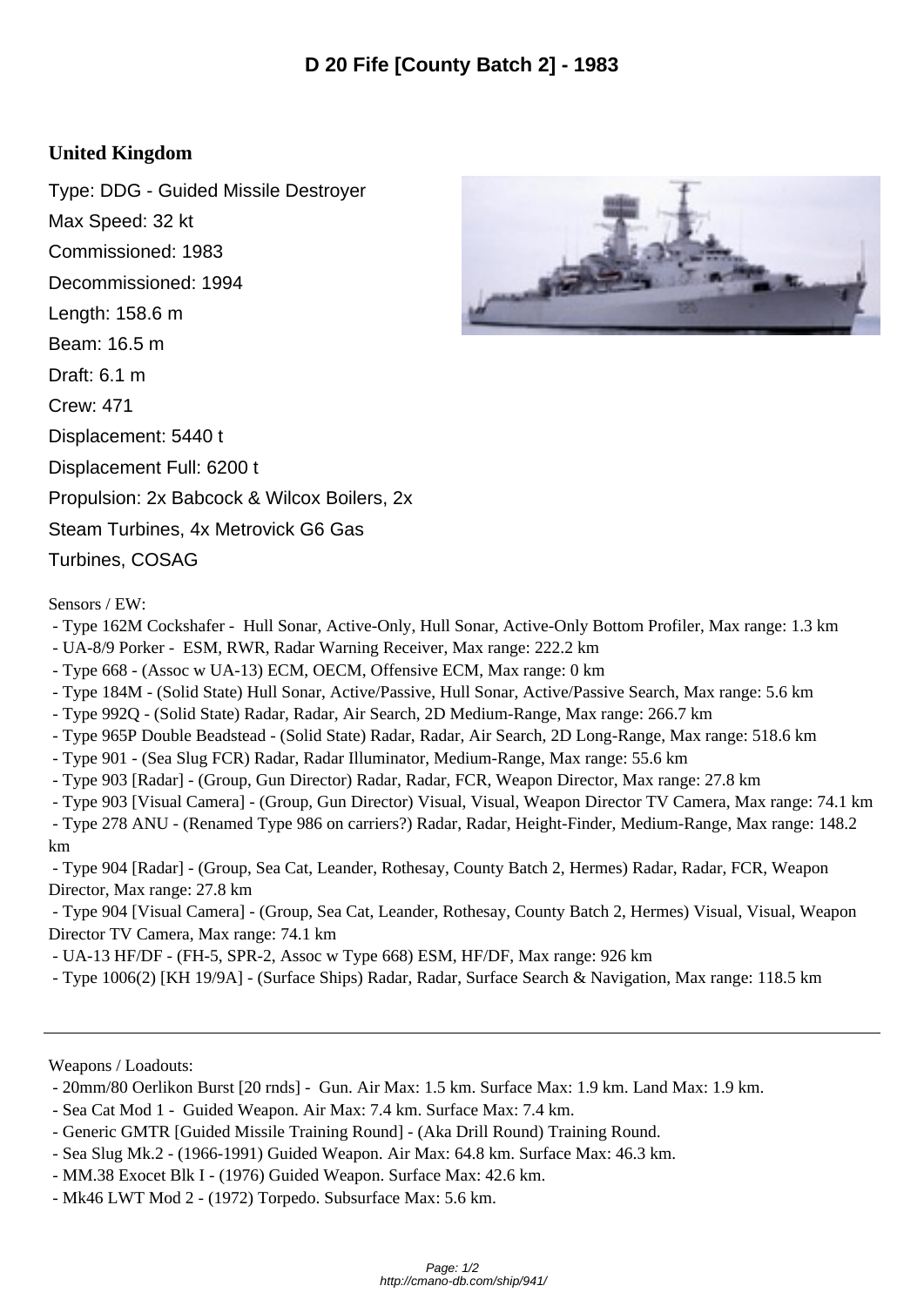# D 20 Fife [County Batch 2] - 1983

## United Kingdom

Type: DDG - Guided Missile Destroyer

Max Speed: 32 kt

Commissioned: 1983

Decommissioned: 1994

Length: 158.6 m

Beam: 16.5 m

Draft: 6.1 m

Crew: 471

Displacement: 5440 t

Displacement Full: 6200 t

Propulsion: 2x Babcock & Wilcox Boilers, 2x Steam Turbines, 4x Metrovick G6 Gas Turbines, COSAG

Sensors / EW:

- Type 162M Cockshafer - Hull Sonar, Active-Only, Hull Sonar, Active-Only Bottom Profiler, Max range: 1.3 km
- UA-8/9 Porker - ESM, RWR, Radar Warning Receiver, Max range: 222.2 km
- Type 668 - (Assoc w UA-13) ECM, OECM, Offensive ECM, Max range: 0 km
- Type 184M - (Solid State) Hull Sonar, Active/Passive, Hull Sonar, Active/Passive Search, Max range: 5.6 km
- Type 992Q - (Solid State) Radar, Radar, Air Search, 2D Medium-Range, Max range: 266.7 km
- Type 965P Double Beadstead - (Solid State) Radar, Radar, Air Search, 2D Long-Range, Max range: 518.6 km
- Type 901 - (Sea Slug FCR) Radar, Radar Illuminator, Medium-Range, Max range: 55.6 km
- Type 903 [Radar] - (Group, Gun Director) Radar, Radar, FCR, Weapon Director, Max range: 27.8 km
- Type 903 [Visual Camera] - (Group, Gun Director) Visual, Visual, Weapon Director TV Camera, Max range: 74.1 km
- Type 278 ANU - (Renamed Type 986 on carriers?) Radar, Radar, Height-Finder, Medium-Range, Max range: 148.2 km
- Type 904 [Radar] - (Group, Sea Cat, Leander, Rothesay, County Batch 2, Hermes) Radar, Radar, FCR, Weapon Director, Max range: 27.8 km
- Type 904 [Visual Camera] - (Group, Sea Cat, Leander, Rothesay, County Batch 2, Hermes) Visual, Visual, Weapon Director TV Camera, Max range: 74.1 km
- UA-13 HF/DF - (FH-5, SPR-2, Assoc w Type 668) ESM, HF/DF, Max range: 926 km
- Type 1006(2) [KH 19/9A] - (Surface Ships) Radar, Radar, Surface Search & Navigation, Max range: 118.5 km

---

Weapons / Loadouts:

- 20mm/80 Oerlikon Burst [20 rnds] - Gun. Air Max: 1.5 km. Surface Max: 1.9 km. Land Max: 1.9 km.
- Sea Cat Mod 1 - Guided Weapon. Air Max: 7.4 km. Surface Max: 7.4 km.
- Generic GMTR [Guided Missile Training Round] - (Aka Drill Round) Training Round.
- Sea Slug Mk.2 - (1966-1991) Guided Weapon. Air Max: 64.8 km. Surface Max: 46.3 km.
- MM.38 Exocet Blk I - (1976) Guided Weapon. Surface Max: 42.6 km.
- Mk46 LWT Mod 2 - (1972) Torpedo. Subsurface Max: 5.6 km.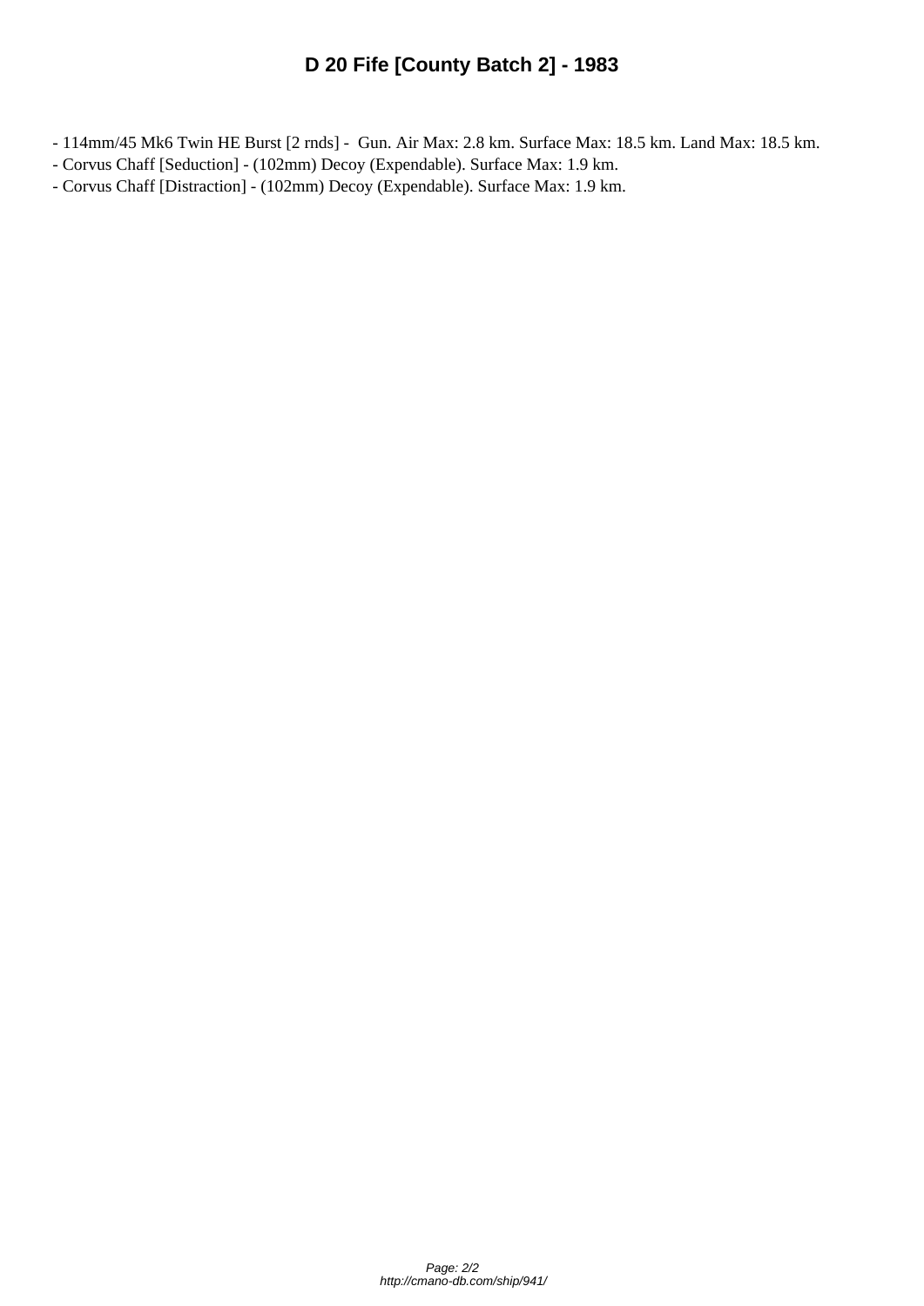- 114mm/45 Mk6 Twin HE Burst [2 rnds] - Gun. Air Max: 2.8 km. Surface Max: 18.5 km. Land Max: 18.5 km.
- Corvus Chaff [Seduction] - (102mm) Decoy (Expendable). Surface Max: 1.9 km.
- Corvus Chaff [Distraction] - (102mm) Decoy (Expendable). Surface Max: 1.9 km.